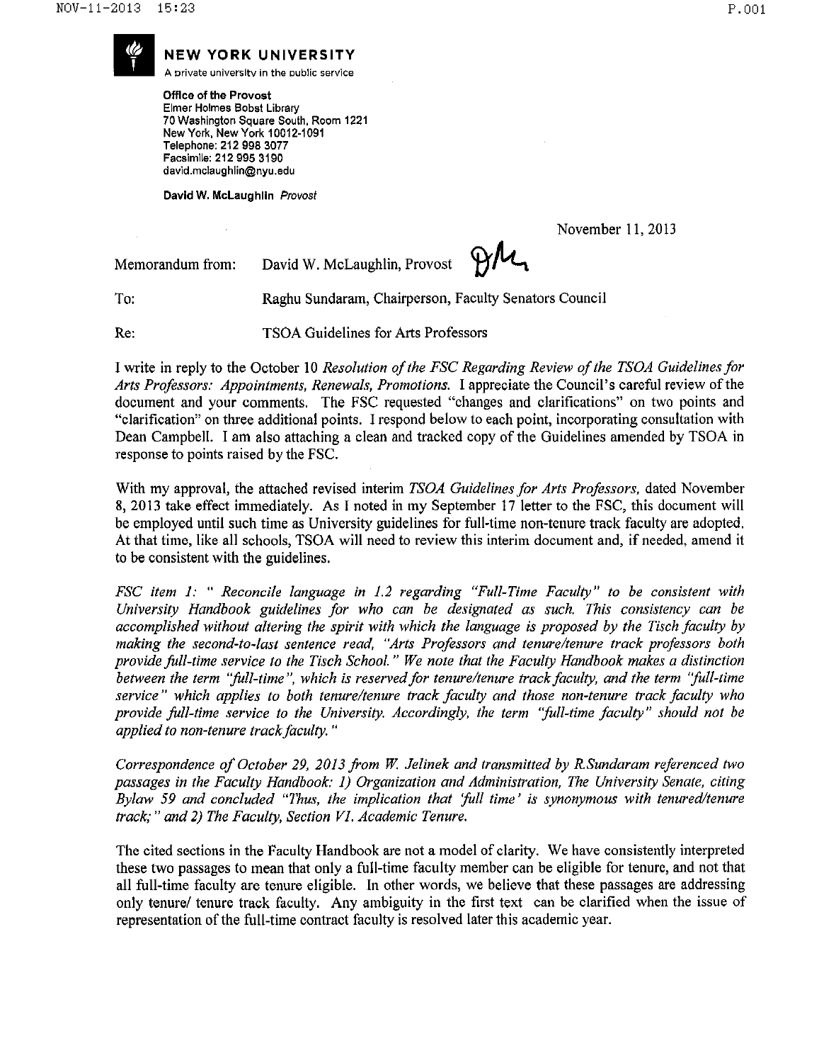**NEW YORK UNIVERSITY**
A private university in the public service

**Office of the Provost**
Elmer Holmes Bobst Library
70 Washington Square South, Room 1221
New York, New York 10012-1091
Telephone: 212 998 3077
Facsimile: 212 995 3190
david.mclaughlin@nyu.edu

**David W. McLaughlin** *Provost*

November 11, 2013

Memorandum from: David W. McLaughlin, Provost

To: Raghu Sundaram, Chairperson, Faculty Senators Council

Re: TSOA Guidelines for Arts Professors

I write in reply to the October 10 *Resolution of the FSC Regarding Review of the TSOA Guidelines for Arts Professors: Appointments, Renewals, Promotions.* I appreciate the Council's careful review of the document and your comments. The FSC requested "changes and clarifications" on two points and "clarification" on three additional points. I respond below to each point, incorporating consultation with Dean Campbell. I am also attaching a clean and tracked copy of the Guidelines amended by TSOA in response to points raised by the FSC.

With my approval, the attached revised interim *TSOA Guidelines for Arts Professors,* dated November 8, 2013 take effect immediately. As I noted in my September 17 letter to the FSC, this document will be employed until such time as University guidelines for full-time non-tenure track faculty are adopted. At that time, like all schools, TSOA will need to review this interim document and, if needed, amend it to be consistent with the guidelines.

*FSC item 1: " Reconcile language in 1.2 regarding "Full-Time Faculty" to be consistent with University Handbook guidelines for who can be designated as such. This consistency can be accomplished without altering the spirit with which the language is proposed by the Tisch faculty by making the second-to-last sentence read, "Arts Professors and tenure/tenure track professors both provide full-time service to the Tisch School." We note that the Faculty Handbook makes a distinction between the term "full-time", which is reserved for tenure/tenure track faculty, and the term "full-time service" which applies to both tenure/tenure track faculty and those non-tenure track faculty who provide full-time service to the University. Accordingly, the term "full-time faculty" should not be applied to non-tenure track faculty. "*

*Correspondence of October 29, 2013 from W. Jelinek and transmitted by R.Sundaram referenced two passages in the Faculty Handbook: 1) Organization and Administration, The University Senate, citing Bylaw 59 and concluded "Thus, the implication that 'full time' is synonymous with tenured/tenure track;" and 2) The Faculty, Section VI. Academic Tenure.*

The cited sections in the Faculty Handbook are not a model of clarity. We have consistently interpreted these two passages to mean that only a full-time faculty member can be eligible for tenure, and not that all full-time faculty are tenure eligible. In other words, we believe that these passages are addressing only tenure/ tenure track faculty. Any ambiguity in the first text can be clarified when the issue of representation of the full-time contract faculty is resolved later this academic year.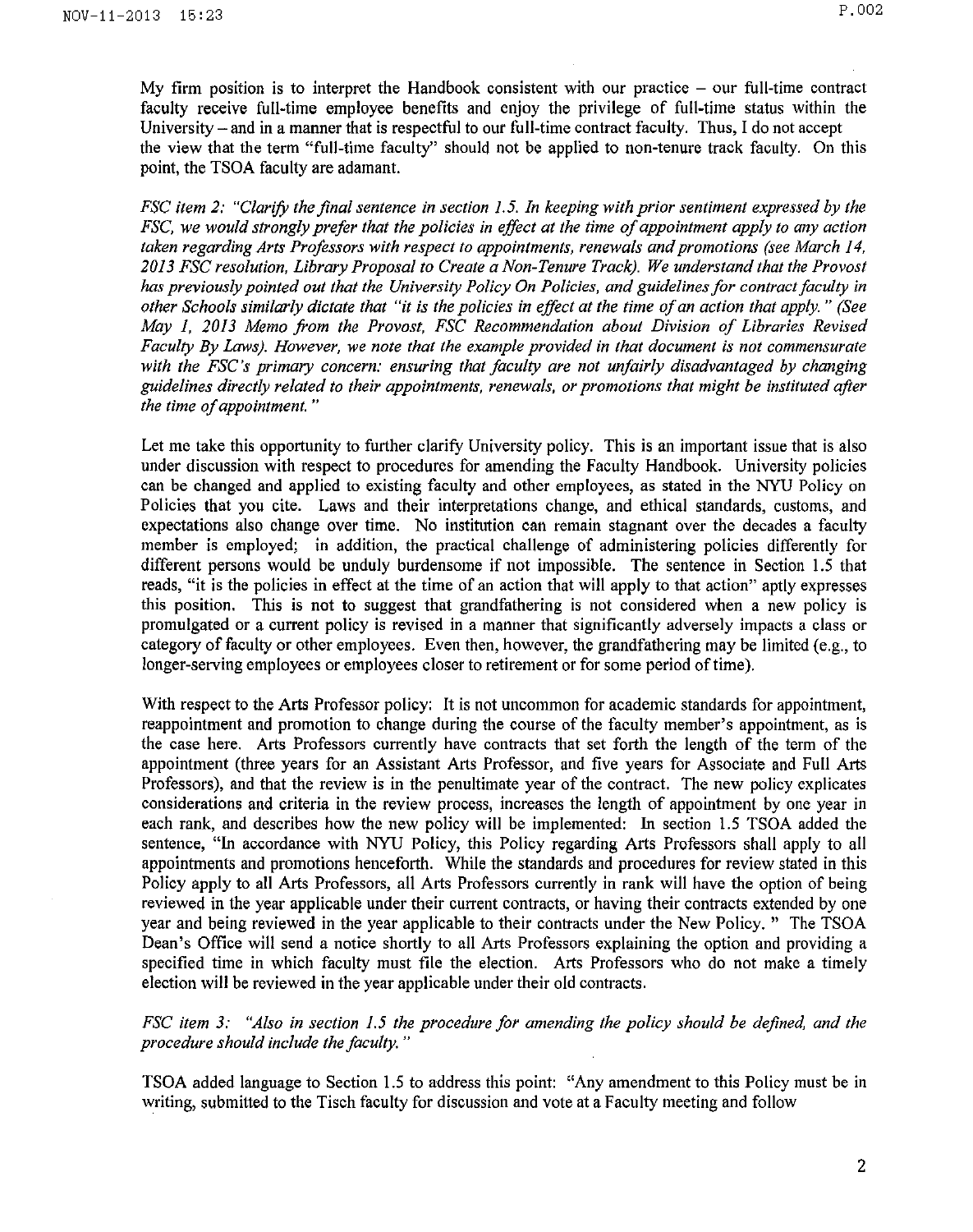My firm position is to interpret the Handbook consistent with our practice – our full-time contract faculty receive full-time employee benefits and enjoy the privilege of full-time status within the University – and in a manner that is respectful to our full-time contract faculty. Thus, I do not accept the view that the term "full-time faculty" should not be applied to non-tenure track faculty. On this point, the TSOA faculty are adamant.

*FSC item 2: "Clarify the final sentence in section 1.5. In keeping with prior sentiment expressed by the FSC, we would strongly prefer that the policies in effect at the time of appointment apply to any action taken regarding Arts Professors with respect to appointments, renewals and promotions (see March 14, 2013 FSC resolution, Library Proposal to Create a Non-Tenure Track). We understand that the Provost has previously pointed out that the University Policy On Policies, and guidelines for contract faculty in other Schools similarly dictate that "it is the policies in effect at the time of an action that apply." (See May 1, 2013 Memo from the Provost, FSC Recommendation about Division of Libraries Revised Faculty By Laws). However, we note that the example provided in that document is not commensurate with the FSC's primary concern: ensuring that faculty are not unfairly disadvantaged by changing guidelines directly related to their appointments, renewals, or promotions that might be instituted after the time of appointment."*

Let me take this opportunity to further clarify University policy. This is an important issue that is also under discussion with respect to procedures for amending the Faculty Handbook. University policies can be changed and applied to existing faculty and other employees, as stated in the NYU Policy on Policies that you cite. Laws and their interpretations change, and ethical standards, customs, and expectations also change over time. No institution can remain stagnant over the decades a faculty member is employed; in addition, the practical challenge of administering policies differently for different persons would be unduly burdensome if not impossible. The sentence in Section 1.5 that reads, "it is the policies in effect at the time of an action that will apply to that action" aptly expresses this position. This is not to suggest that grandfathering is not considered when a new policy is promulgated or a current policy is revised in a manner that significantly adversely impacts a class or category of faculty or other employees. Even then, however, the grandfathering may be limited (e.g., to longer-serving employees or employees closer to retirement or for some period of time).

With respect to the Arts Professor policy: It is not uncommon for academic standards for appointment, reappointment and promotion to change during the course of the faculty member's appointment, as is the case here. Arts Professors currently have contracts that set forth the length of the term of the appointment (three years for an Assistant Arts Professor, and five years for Associate and Full Arts Professors), and that the review is in the penultimate year of the contract. The new policy explicates considerations and criteria in the review process, increases the length of appointment by one year in each rank, and describes how the new policy will be implemented: In section 1.5 TSOA added the sentence, "In accordance with NYU Policy, this Policy regarding Arts Professors shall apply to all appointments and promotions henceforth. While the standards and procedures for review stated in this Policy apply to all Arts Professors, all Arts Professors currently in rank will have the option of being reviewed in the year applicable under their current contracts, or having their contracts extended by one year and being reviewed in the year applicable to their contracts under the New Policy. " The TSOA Dean's Office will send a notice shortly to all Arts Professors explaining the option and providing a specified time in which faculty must file the election. Arts Professors who do not make a timely election will be reviewed in the year applicable under their old contracts.

*FSC item 3: "Also in section 1.5 the procedure for amending the policy should be defined, and the procedure should include the faculty."*

TSOA added language to Section 1.5 to address this point: "Any amendment to this Policy must be in writing, submitted to the Tisch faculty for discussion and vote at a Faculty meeting and follow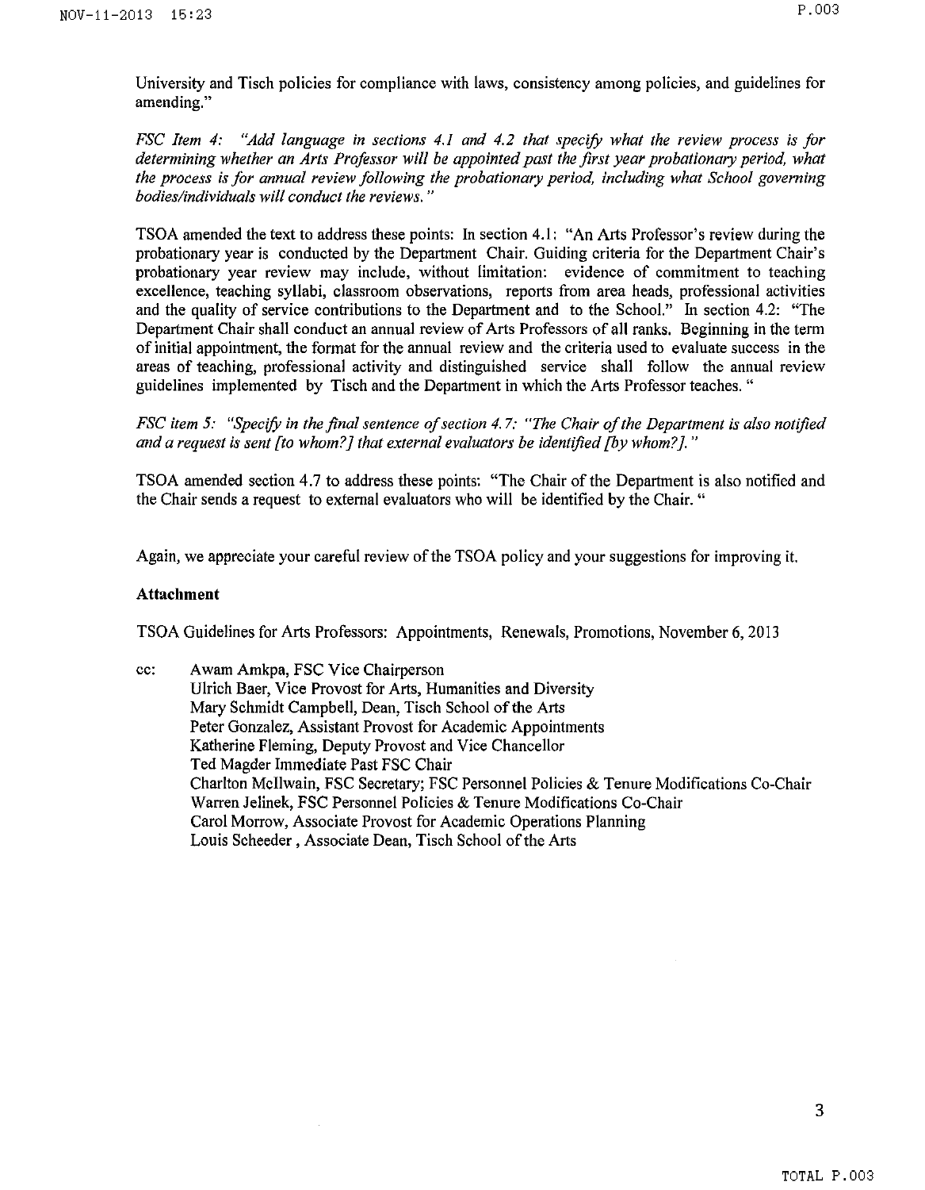University and Tisch policies for compliance with laws, consistency among policies, and guidelines for amending."

*FSC Item 4: "Add language in sections 4.1 and 4.2 that specify what the review process is for determining whether an Arts Professor will be appointed past the first year probationary period, what the process is for annual review following the probationary period, including what School governing bodies/individuals will conduct the reviews."*

TSOA amended the text to address these points: In section 4.1: "An Arts Professor's review during the probationary year is conducted by the Department Chair. Guiding criteria for the Department Chair's probationary year review may include, without limitation: evidence of commitment to teaching excellence, teaching syllabi, classroom observations, reports from area heads, professional activities and the quality of service contributions to the Department and to the School." In section 4.2: "The Department Chair shall conduct an annual review of Arts Professors of all ranks. Beginning in the term of initial appointment, the format for the annual review and the criteria used to evaluate success in the areas of teaching, professional activity and distinguished service shall follow the annual review guidelines implemented by Tisch and the Department in which the Arts Professor teaches. "

*FSC item 5: "Specify in the final sentence of section 4.7: "The Chair of the Department is also notified and a request is sent [to whom?] that external evaluators be identified [by whom?]."*

TSOA amended section 4.7 to address these points: "The Chair of the Department is also notified and the Chair sends a request to external evaluators who will be identified by the Chair. "

Again, we appreciate your careful review of the TSOA policy and your suggestions for improving it.

**Attachment**

TSOA Guidelines for Arts Professors: Appointments, Renewals, Promotions, November 6, 2013

cc: Awam Amkpa, FSC Vice Chairperson
Ulrich Baer, Vice Provost for Arts, Humanities and Diversity
Mary Schmidt Campbell, Dean, Tisch School of the Arts
Peter Gonzalez, Assistant Provost for Academic Appointments
Katherine Fleming, Deputy Provost and Vice Chancellor
Ted Magder Immediate Past FSC Chair
Charlton McIlwain, FSC Secretary; FSC Personnel Policies & Tenure Modifications Co-Chair
Warren Jelinek, FSC Personnel Policies & Tenure Modifications Co-Chair
Carol Morrow, Associate Provost for Academic Operations Planning
Louis Scheeder , Associate Dean, Tisch School of the Arts